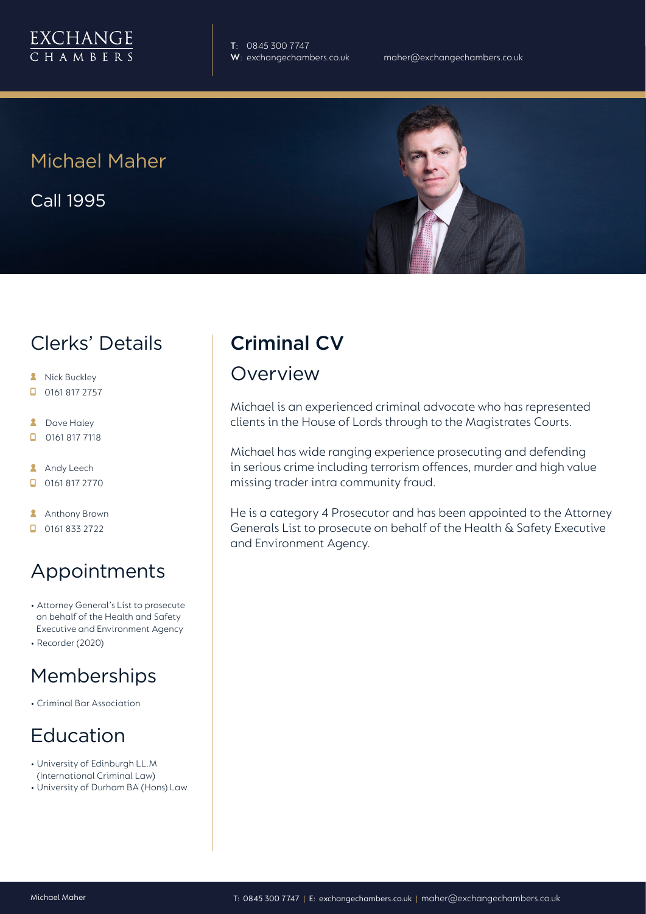EXCHANGE CHAMBERS

**T**: 0845 300 7747
**W**: exchangechambers.co.uk

maher@exchangechambers.co.uk

# Michael Maher

Call 1995

## Clerks' Details

- Nick Buckley
- 0161 817 2757
- Dave Haley
- 0161 817 7118
- Andy Leech
- 0161 817 2770
- Anthony Brown
- 0161 833 2722

## Appointments

- Attorney General's List to prosecute on behalf of the Health and Safety Executive and Environment Agency
- Recorder (2020)

## Memberships

- Criminal Bar Association

## Education

- University of Edinburgh LL.M (International Criminal Law)
- University of Durham BA (Hons) Law

## Criminal CV

### Overview

Michael is an experienced criminal advocate who has represented clients in the House of Lords through to the Magistrates Courts.

Michael has wide ranging experience prosecuting and defending in serious crime including terrorism offences, murder and high value missing trader intra community fraud.

He is a category 4 Prosecutor and has been appointed to the Attorney Generals List to prosecute on behalf of the Health & Safety Executive and Environment Agency.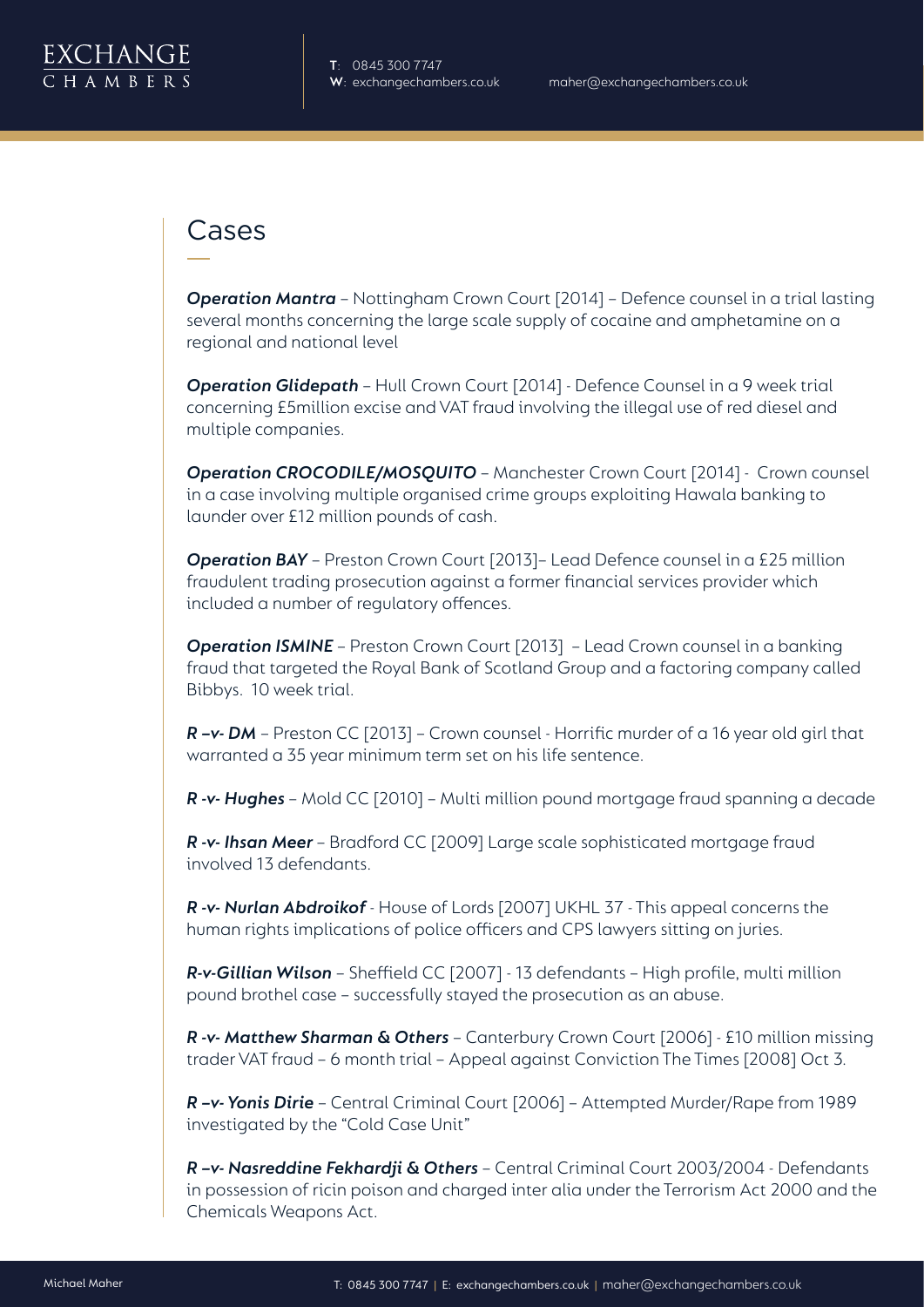## Cases

***Operation Mantra*** – Nottingham Crown Court [2014] – Defence counsel in a trial lasting several months concerning the large scale supply of cocaine and amphetamine on a regional and national level

***Operation Glidepath*** – Hull Crown Court [2014] - Defence Counsel in a 9 week trial concerning £5million excise and VAT fraud involving the illegal use of red diesel and multiple companies.

***Operation CROCODILE/MOSQUITO*** – Manchester Crown Court [2014] - Crown counsel in a case involving multiple organised crime groups exploiting Hawala banking to launder over £12 million pounds of cash.

***Operation BAY*** – Preston Crown Court [2013]– Lead Defence counsel in a £25 million fraudulent trading prosecution against a former financial services provider which included a number of regulatory offences.

***Operation ISMINE*** – Preston Crown Court [2013] – Lead Crown counsel in a banking fraud that targeted the Royal Bank of Scotland Group and a factoring company called Bibbys. 10 week trial.

***R –v- DM*** – Preston CC [2013] – Crown counsel - Horrific murder of a 16 year old girl that warranted a 35 year minimum term set on his life sentence.

***R -v- Hughes*** – Mold CC [2010] – Multi million pound mortgage fraud spanning a decade

***R -v- Ihsan Meer*** – Bradford CC [2009] Large scale sophisticated mortgage fraud involved 13 defendants.

***R -v- Nurlan Abdroikof*** - House of Lords [2007] UKHL 37 - This appeal concerns the human rights implications of police officers and CPS lawyers sitting on juries.

***R-v-Gillian Wilson*** – Sheffield CC [2007] - 13 defendants – High profile, multi million pound brothel case – successfully stayed the prosecution as an abuse.

***R -v- Matthew Sharman & Others*** – Canterbury Crown Court [2006] - £10 million missing trader VAT fraud – 6 month trial – Appeal against Conviction The Times [2008] Oct 3.

***R –v- Yonis Dirie*** – Central Criminal Court [2006] – Attempted Murder/Rape from 1989 investigated by the "Cold Case Unit"

***R –v- Nasreddine Fekhardji & Others*** – Central Criminal Court 2003/2004 - Defendants in possession of ricin poison and charged inter alia under the Terrorism Act 2000 and the Chemicals Weapons Act.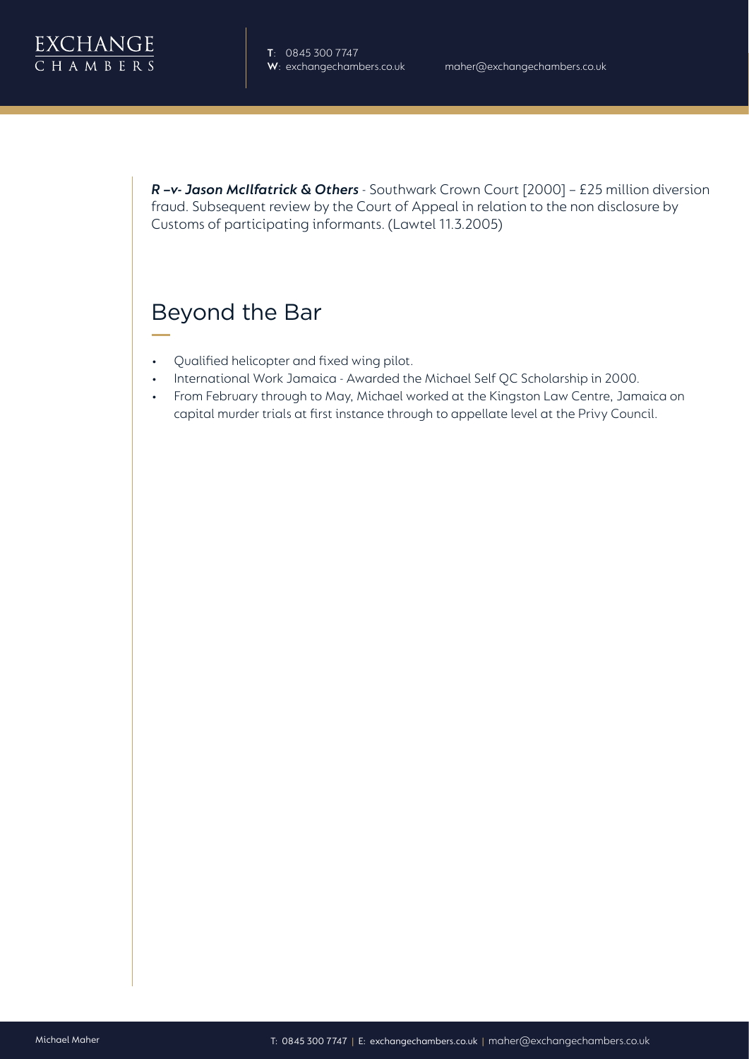***R –v- Jason McIlfatrick & Others*** - Southwark Crown Court [2000] – £25 million diversion fraud. Subsequent review by the Court of Appeal in relation to the non disclosure by Customs of participating informants. (Lawtel 11.3.2005)

## Beyond the Bar

- Qualified helicopter and fixed wing pilot.
- International Work Jamaica - Awarded the Michael Self QC Scholarship in 2000.
- From February through to May, Michael worked at the Kingston Law Centre, Jamaica on capital murder trials at first instance through to appellate level at the Privy Council.